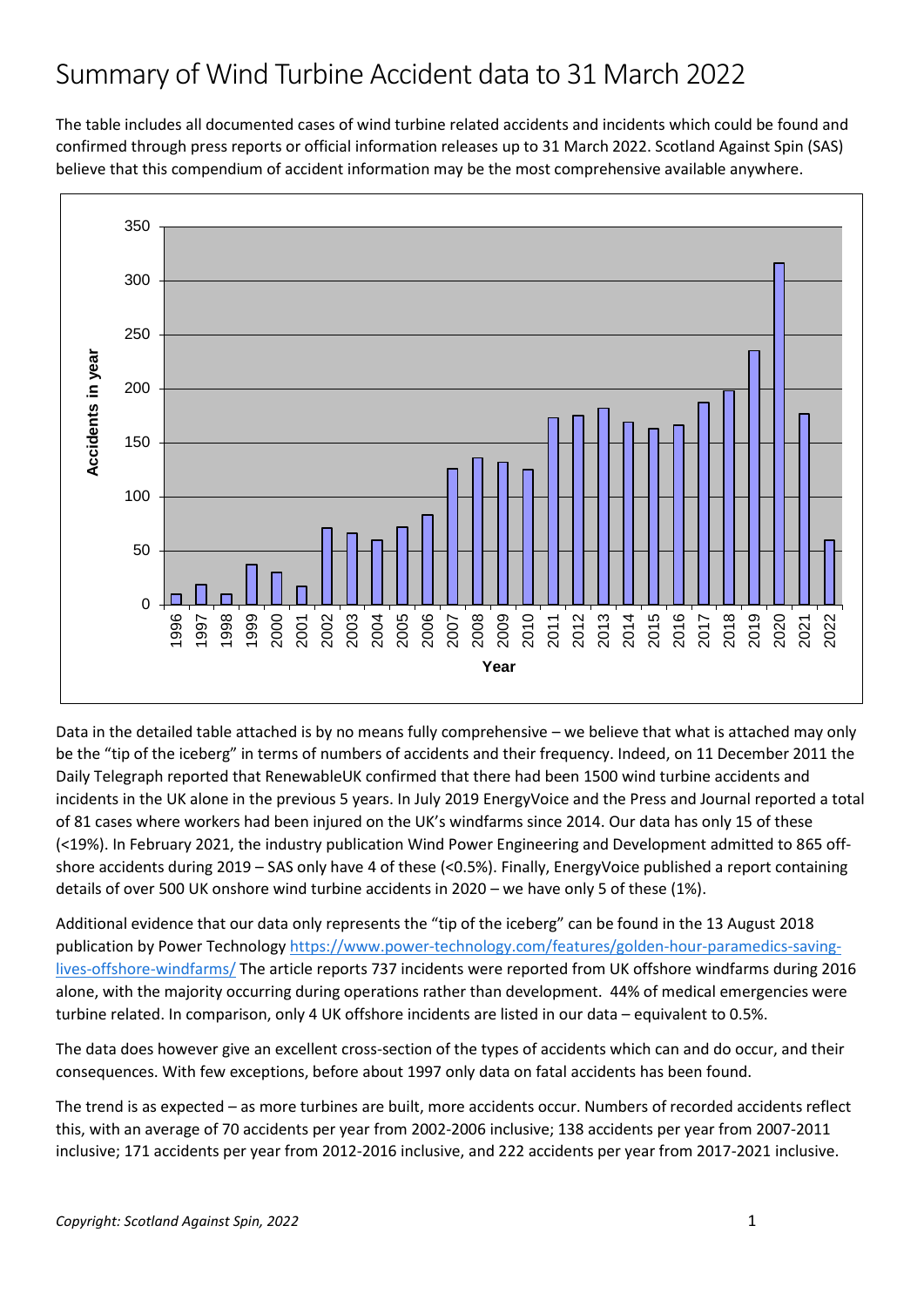# Summary of Wind Turbine Accident data to 31 March 2022

The table includes all documented cases of wind turbine related accidents and incidents which could be found and confirmed through press reports or official information releases up to 31 March 2022. Scotland Against Spin (SAS) believe that this compendium of accident information may be the most comprehensive available anywhere.

Data in the detailed table attached is by no means fully comprehensive – we believe that what is attached may only be the "tip of the iceberg" in terms of numbers of accidents and their frequency. Indeed, on 11 December 2011 the Daily Telegraph reported that RenewableUK confirmed that there had been 1500 wind turbine accidents and incidents in the UK alone in the previous 5 years. In July 2019 EnergyVoice and the Press and Journal reported a total of 81 cases where workers had been injured on the UK's windfarms since 2014. Our data has only 15 of these (<19%). In February 2021, the industry publication Wind Power Engineering and Development admitted to 865 off-shore accidents during 2019 – SAS only have 4 of these (<0.5%). Finally, EnergyVoice published a report containing details of over 500 UK onshore wind turbine accidents in 2020 – we have only 5 of these (1%).

Additional evidence that our data only represents the "tip of the iceberg" can be found in the 13 August 2018 publication by Power Technology https://www.power-technology.com/features/golden-hour-paramedics-saving-lives-offshore-windfarms/ The article reports 737 incidents were reported from UK offshore windfarms during 2016 alone, with the majority occurring during operations rather than development. 44% of medical emergencies were turbine related. In comparison, only 4 UK offshore incidents are listed in our data – equivalent to 0.5%.

The data does however give an excellent cross-section of the types of accidents which can and do occur, and their consequences. With few exceptions, before about 1997 only data on fatal accidents has been found.

The trend is as expected – as more turbines are built, more accidents occur. Numbers of recorded accidents reflect this, with an average of 70 accidents per year from 2002-2006 inclusive; 138 accidents per year from 2007-2011 inclusive; 171 accidents per year from 2012-2016 inclusive, and 222 accidents per year from 2017-2021 inclusive.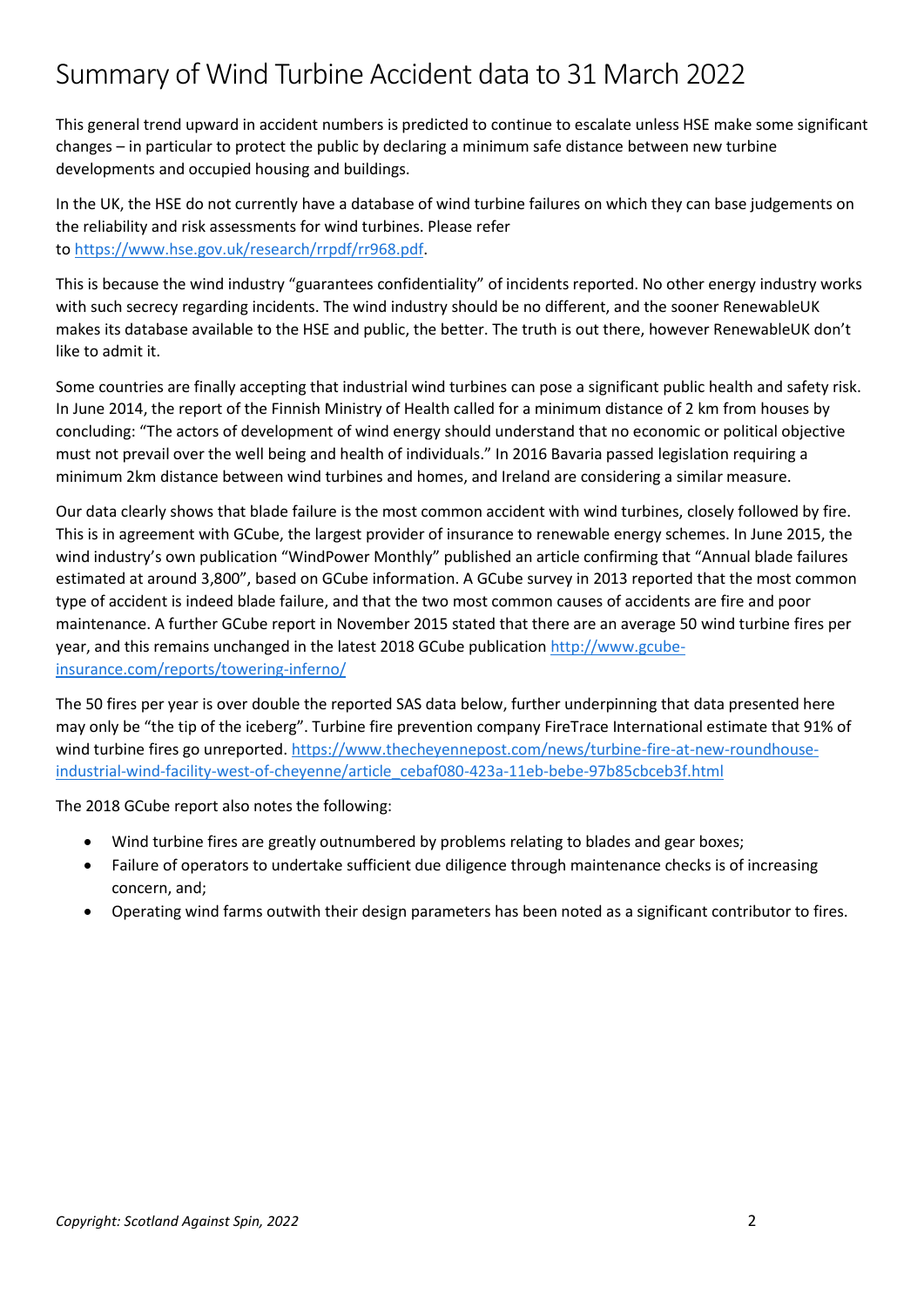# Summary of Wind Turbine Accident data to 31 March 2022

This general trend upward in accident numbers is predicted to continue to escalate unless HSE make some significant changes – in particular to protect the public by declaring a minimum safe distance between new turbine developments and occupied housing and buildings.

In the UK, the HSE do not currently have a database of wind turbine failures on which they can base judgements on the reliability and risk assessments for wind turbines. Please refer to https://www.hse.gov.uk/research/rrpdf/rr968.pdf.

This is because the wind industry "guarantees confidentiality" of incidents reported. No other energy industry works with such secrecy regarding incidents. The wind industry should be no different, and the sooner RenewableUK makes its database available to the HSE and public, the better. The truth is out there, however RenewableUK don't like to admit it.

Some countries are finally accepting that industrial wind turbines can pose a significant public health and safety risk. In June 2014, the report of the Finnish Ministry of Health called for a minimum distance of 2 km from houses by concluding: "The actors of development of wind energy should understand that no economic or political objective must not prevail over the well being and health of individuals." In 2016 Bavaria passed legislation requiring a minimum 2km distance between wind turbines and homes, and Ireland are considering a similar measure.

Our data clearly shows that blade failure is the most common accident with wind turbines, closely followed by fire. This is in agreement with GCube, the largest provider of insurance to renewable energy schemes. In June 2015, the wind industry's own publication "WindPower Monthly" published an article confirming that "Annual blade failures estimated at around 3,800", based on GCube information. A GCube survey in 2013 reported that the most common type of accident is indeed blade failure, and that the two most common causes of accidents are fire and poor maintenance. A further GCube report in November 2015 stated that there are an average 50 wind turbine fires per year, and this remains unchanged in the latest 2018 GCube publication http://www.gcube-insurance.com/reports/towering-inferno/

The 50 fires per year is over double the reported SAS data below, further underpinning that data presented here may only be "the tip of the iceberg". Turbine fire prevention company FireTrace International estimate that 91% of wind turbine fires go unreported. https://www.thecheyennepost.com/news/turbine-fire-at-new-roundhouse-industrial-wind-facility-west-of-cheyenne/article_cebaf080-423a-11eb-bebe-97b85cbceb3f.html

The 2018 GCube report also notes the following:

- Wind turbine fires are greatly outnumbered by problems relating to blades and gear boxes;
- Failure of operators to undertake sufficient due diligence through maintenance checks is of increasing concern, and;
- Operating wind farms outwith their design parameters has been noted as a significant contributor to fires.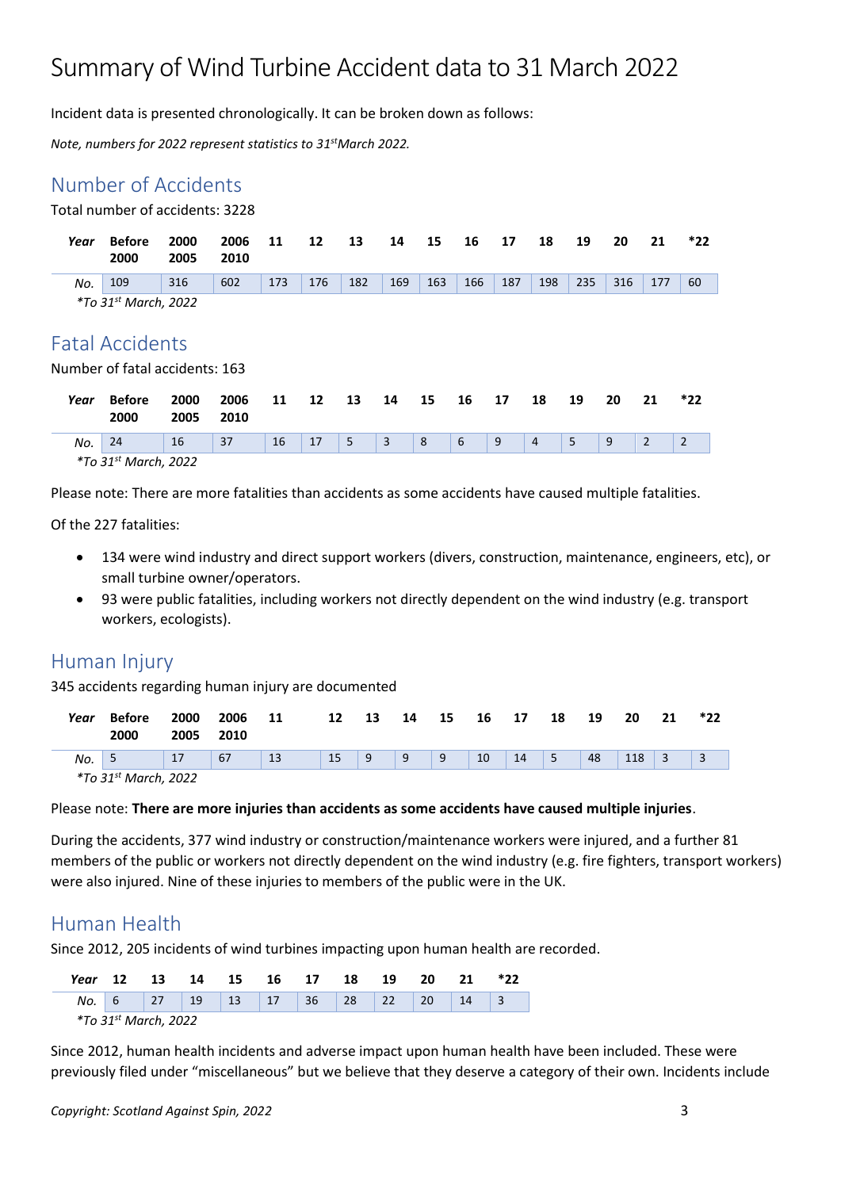# Summary of Wind Turbine Accident data to 31 March 2022

Incident data is presented chronologically. It can be broken down as follows:

*Note, numbers for 2022 represent statistics to 31st March 2022.*

## Number of Accidents

Total number of accidents: 3228

| *Year* | **Before 2000** | **2000 2005** | **2006 2010** | **11** | **12** | **13** | **14** | **15** | **16** | **17** | **18** | **19** | **20** | **21** | ***22** |
|---|---|---|---|---|---|---|---|---|---|---|---|---|---|---|---|
| *No.* | 109 | 316 | 602 | 173 | 176 | 182 | 169 | 163 | 166 | 187 | 198 | 235 | 316 | 177 | 60 |

*\*To 31st March, 2022*

## Fatal Accidents

Number of fatal accidents: 163

| *Year* | **Before 2000** | **2000 2005** | **2006 2010** | **11** | **12** | **13** | **14** | **15** | **16** | **17** | **18** | **19** | **20** | **21** | ***22** |
|---|---|---|---|---|---|---|---|---|---|---|---|---|---|---|---|
| *No.* | 24 | 16 | 37 | 16 | 17 | 5 | 3 | 8 | 6 | 9 | 4 | 5 | 9 | 2 | 2 |

*\*To 31st March, 2022*

Please note: There are more fatalities than accidents as some accidents have caused multiple fatalities.

Of the 227 fatalities:

- 134 were wind industry and direct support workers (divers, construction, maintenance, engineers, etc), or small turbine owner/operators.
- 93 were public fatalities, including workers not directly dependent on the wind industry (e.g. transport workers, ecologists).

## Human Injury

345 accidents regarding human injury are documented

| *Year* | **Before 2000** | **2000 2005** | **2006 2010** | **11** | **12** | **13** | **14** | **15** | **16** | **17** | **18** | **19** | **20** | **21** | ***22** |
|---|---|---|---|---|---|---|---|---|---|---|---|---|---|---|---|
| *No.* | 5 | 17 | 67 | 13 | 15 | 9 | 9 | 9 | 10 | 14 | 5 | 48 | 118 | 3 | 3 |

*\*To 31st March, 2022*

Please note: **There are more injuries than accidents as some accidents have caused multiple injuries**.

During the accidents, 377 wind industry or construction/maintenance workers were injured, and a further 81 members of the public or workers not directly dependent on the wind industry (e.g. fire fighters, transport workers) were also injured. Nine of these injuries to members of the public were in the UK.

## Human Health

Since 2012, 205 incidents of wind turbines impacting upon human health are recorded.

| *Year* | **12** | **13** | **14** | **15** | **16** | **17** | **18** | **19** | **20** | **21** | ***22** |
|---|---|---|---|---|---|---|---|---|---|---|---|
| *No.* | 6 | 27 | 19 | 13 | 17 | 36 | 28 | 22 | 20 | 14 | 3 |

*\*To 31st March, 2022*

Since 2012, human health incidents and adverse impact upon human health have been included. These were previously filed under "miscellaneous" but we believe that they deserve a category of their own. Incidents include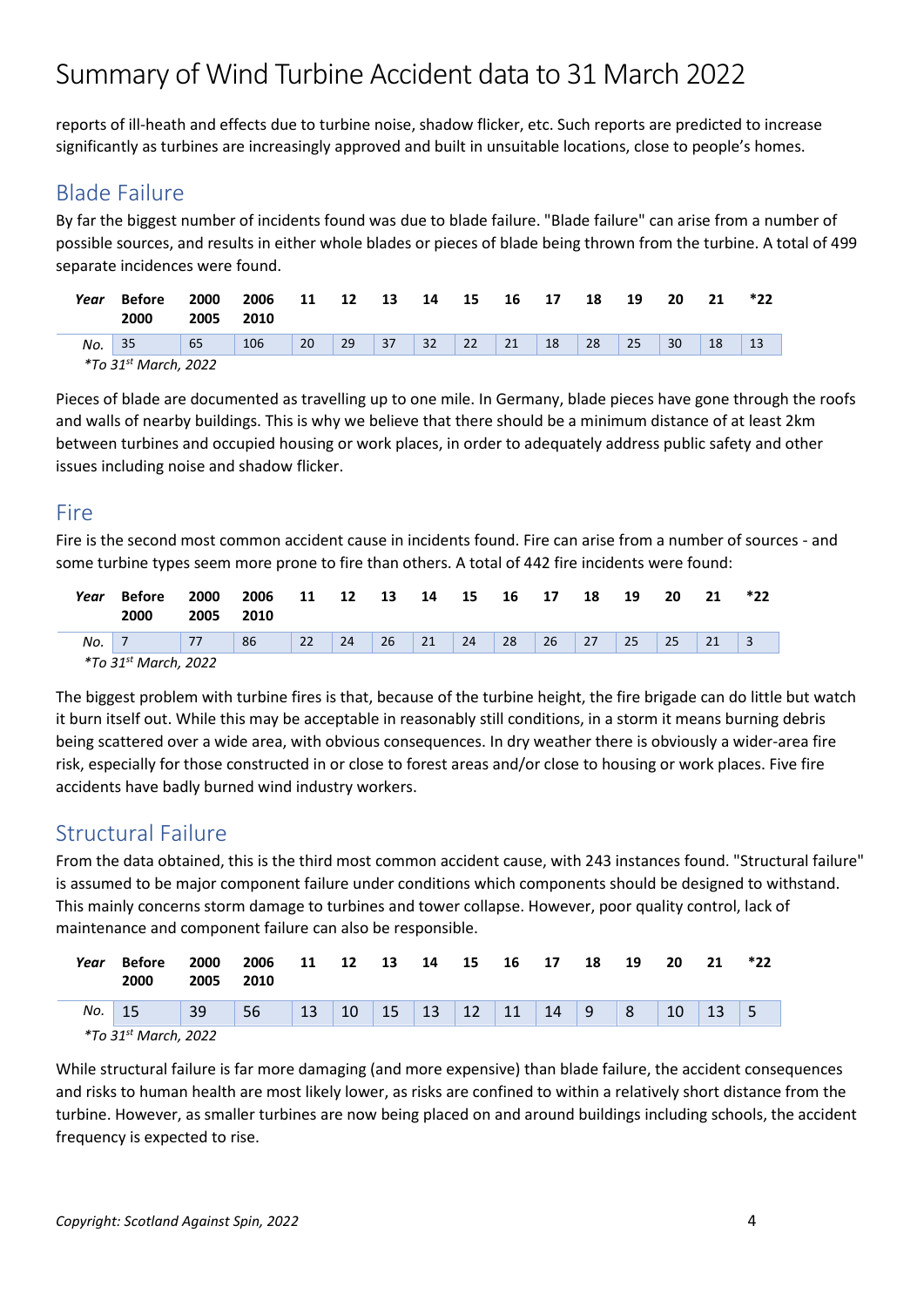reports of ill-heath and effects due to turbine noise, shadow flicker, etc. Such reports are predicted to increase significantly as turbines are increasingly approved and built in unsuitable locations, close to people's homes.

## Blade Failure

By far the biggest number of incidents found was due to blade failure. "Blade failure" can arise from a number of possible sources, and results in either whole blades or pieces of blade being thrown from the turbine. A total of 499 separate incidences were found.

| *Year* | **Before 2000** | **2000 2005** | **2006 2010** | **11** | **12** | **13** | **14** | **15** | **16** | **17** | **18** | **19** | **20** | **21** | ***22** |
|---|---|---|---|---|---|---|---|---|---|---|---|---|---|---|---|
| *No.* | 35 | 65 | 106 | 20 | 29 | 37 | 32 | 22 | 21 | 18 | 28 | 25 | 30 | 18 | 13 |

*\*To 31st March, 2022*

Pieces of blade are documented as travelling up to one mile. In Germany, blade pieces have gone through the roofs and walls of nearby buildings. This is why we believe that there should be a minimum distance of at least 2km between turbines and occupied housing or work places, in order to adequately address public safety and other issues including noise and shadow flicker.

## Fire

Fire is the second most common accident cause in incidents found. Fire can arise from a number of sources - and some turbine types seem more prone to fire than others. A total of 442 fire incidents were found:

| *Year* | **Before 2000** | **2000 2005** | **2006 2010** | **11** | **12** | **13** | **14** | **15** | **16** | **17** | **18** | **19** | **20** | **21** | ***22** |
|---|---|---|---|---|---|---|---|---|---|---|---|---|---|---|---|
| *No.* | 7 | 77 | 86 | 22 | 24 | 26 | 21 | 24 | 28 | 26 | 27 | 25 | 25 | 21 | 3 |

*\*To 31st March, 2022*

The biggest problem with turbine fires is that, because of the turbine height, the fire brigade can do little but watch it burn itself out. While this may be acceptable in reasonably still conditions, in a storm it means burning debris being scattered over a wide area, with obvious consequences. In dry weather there is obviously a wider-area fire risk, especially for those constructed in or close to forest areas and/or close to housing or work places. Five fire accidents have badly burned wind industry workers.

## Structural Failure

From the data obtained, this is the third most common accident cause, with 243 instances found. "Structural failure" is assumed to be major component failure under conditions which components should be designed to withstand. This mainly concerns storm damage to turbines and tower collapse. However, poor quality control, lack of maintenance and component failure can also be responsible.

| *Year* | **Before 2000** | **2000 2005** | **2006 2010** | **11** | **12** | **13** | **14** | **15** | **16** | **17** | **18** | **19** | **20** | **21** | ***22** |
|---|---|---|---|---|---|---|---|---|---|---|---|---|---|---|---|
| *No.* | 15 | 39 | 56 | 13 | 10 | 15 | 13 | 12 | 11 | 14 | 9 | 8 | 10 | 13 | 5 |

*\*To 31st March, 2022*

While structural failure is far more damaging (and more expensive) than blade failure, the accident consequences and risks to human health are most likely lower, as risks are confined to within a relatively short distance from the turbine. However, as smaller turbines are now being placed on and around buildings including schools, the accident frequency is expected to rise.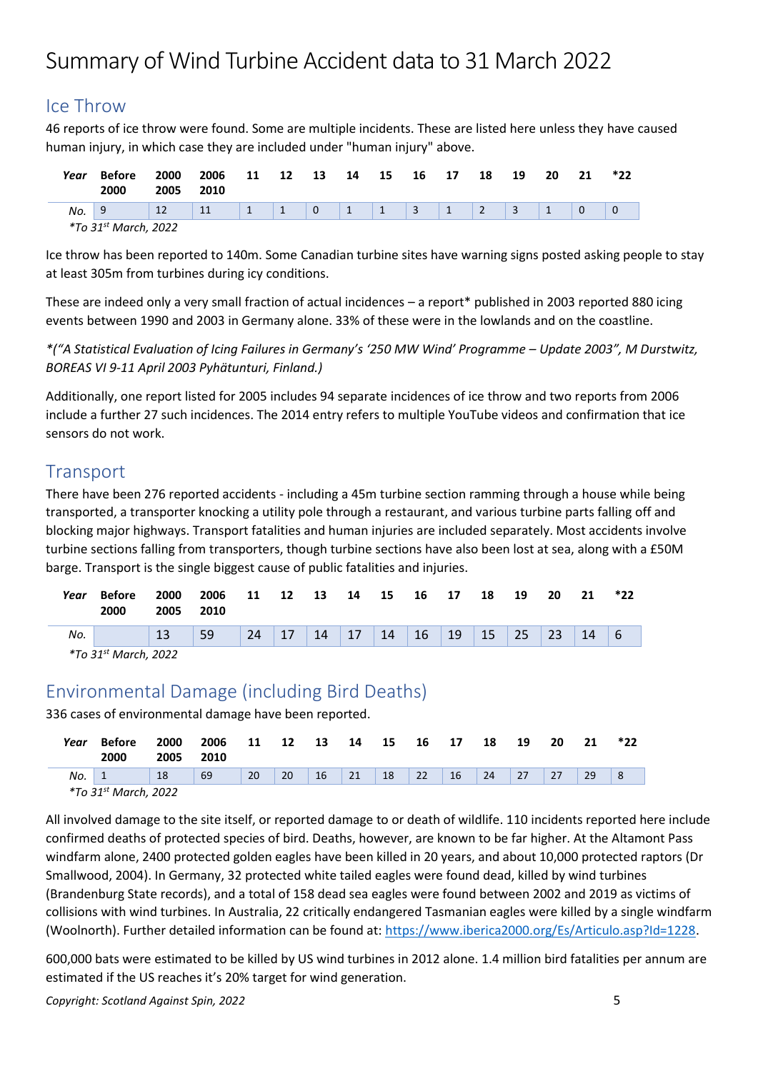# Summary of Wind Turbine Accident data to 31 March 2022

## Ice Throw

46 reports of ice throw were found. Some are multiple incidents. These are listed here unless they have caused human injury, in which case they are included under "human injury" above.

| *Year* | **Before 2000** | **2000 2005** | **2006 2010** | **11** | **12** | **13** | **14** | **15** | **16** | **17** | **18** | **19** | **20** | **21** | **\*22** |
|---|---|---|---|---|---|---|---|---|---|---|---|---|---|---|---|
| *No.* | 9 | 12 | 11 | 1 | 1 | 0 | 1 | 1 | 3 | 1 | 2 | 3 | 1 | 0 | 0 |

*\*To 31st March, 2022*

Ice throw has been reported to 140m. Some Canadian turbine sites have warning signs posted asking people to stay at least 305m from turbines during icy conditions.

These are indeed only a very small fraction of actual incidences – a report* published in 2003 reported 880 icing events between 1990 and 2003 in Germany alone. 33% of these were in the lowlands and on the coastline.

*\*("A Statistical Evaluation of Icing Failures in Germany's '250 MW Wind' Programme – Update 2003", M Durstwitz, BOREAS VI 9-11 April 2003 Pyhätunturi, Finland.)*

Additionally, one report listed for 2005 includes 94 separate incidences of ice throw and two reports from 2006 include a further 27 such incidences. The 2014 entry refers to multiple YouTube videos and confirmation that ice sensors do not work.

## Transport

There have been 276 reported accidents - including a 45m turbine section ramming through a house while being transported, a transporter knocking a utility pole through a restaurant, and various turbine parts falling off and blocking major highways. Transport fatalities and human injuries are included separately. Most accidents involve turbine sections falling from transporters, though turbine sections have also been lost at sea, along with a £50M barge. Transport is the single biggest cause of public fatalities and injuries.

| *Year* | **Before 2000** | **2000 2005** | **2006 2010** | **11** | **12** | **13** | **14** | **15** | **16** | **17** | **18** | **19** | **20** | **21** | **\*22** |
|---|---|---|---|---|---|---|---|---|---|---|---|---|---|---|---|
| *No.* | | 13 | 59 | 24 | 17 | 14 | 17 | 14 | 16 | 19 | 15 | 25 | 23 | 14 | 6 |

*\*To 31st March, 2022*

## Environmental Damage (including Bird Deaths)

336 cases of environmental damage have been reported.

| *Year* | **Before 2000** | **2000 2005** | **2006 2010** | **11** | **12** | **13** | **14** | **15** | **16** | **17** | **18** | **19** | **20** | **21** | **\*22** |
|---|---|---|---|---|---|---|---|---|---|---|---|---|---|---|---|
| *No.* | 1 | 18 | 69 | 20 | 20 | 16 | 21 | 18 | 22 | 16 | 24 | 27 | 27 | 29 | 8 |

*\*To 31st March, 2022*

All involved damage to the site itself, or reported damage to or death of wildlife. 110 incidents reported here include confirmed deaths of protected species of bird. Deaths, however, are known to be far higher. At the Altamont Pass windfarm alone, 2400 protected golden eagles have been killed in 20 years, and about 10,000 protected raptors (Dr Smallwood, 2004). In Germany, 32 protected white tailed eagles were found dead, killed by wind turbines (Brandenburg State records), and a total of 158 dead sea eagles were found between 2002 and 2019 as victims of collisions with wind turbines. In Australia, 22 critically endangered Tasmanian eagles were killed by a single windfarm (Woolnorth). Further detailed information can be found at: https://www.iberica2000.org/Es/Articulo.asp?Id=1228.

600,000 bats were estimated to be killed by US wind turbines in 2012 alone. 1.4 million bird fatalities per annum are estimated if the US reaches it's 20% target for wind generation.

*Copyright: Scotland Against Spin, 2022*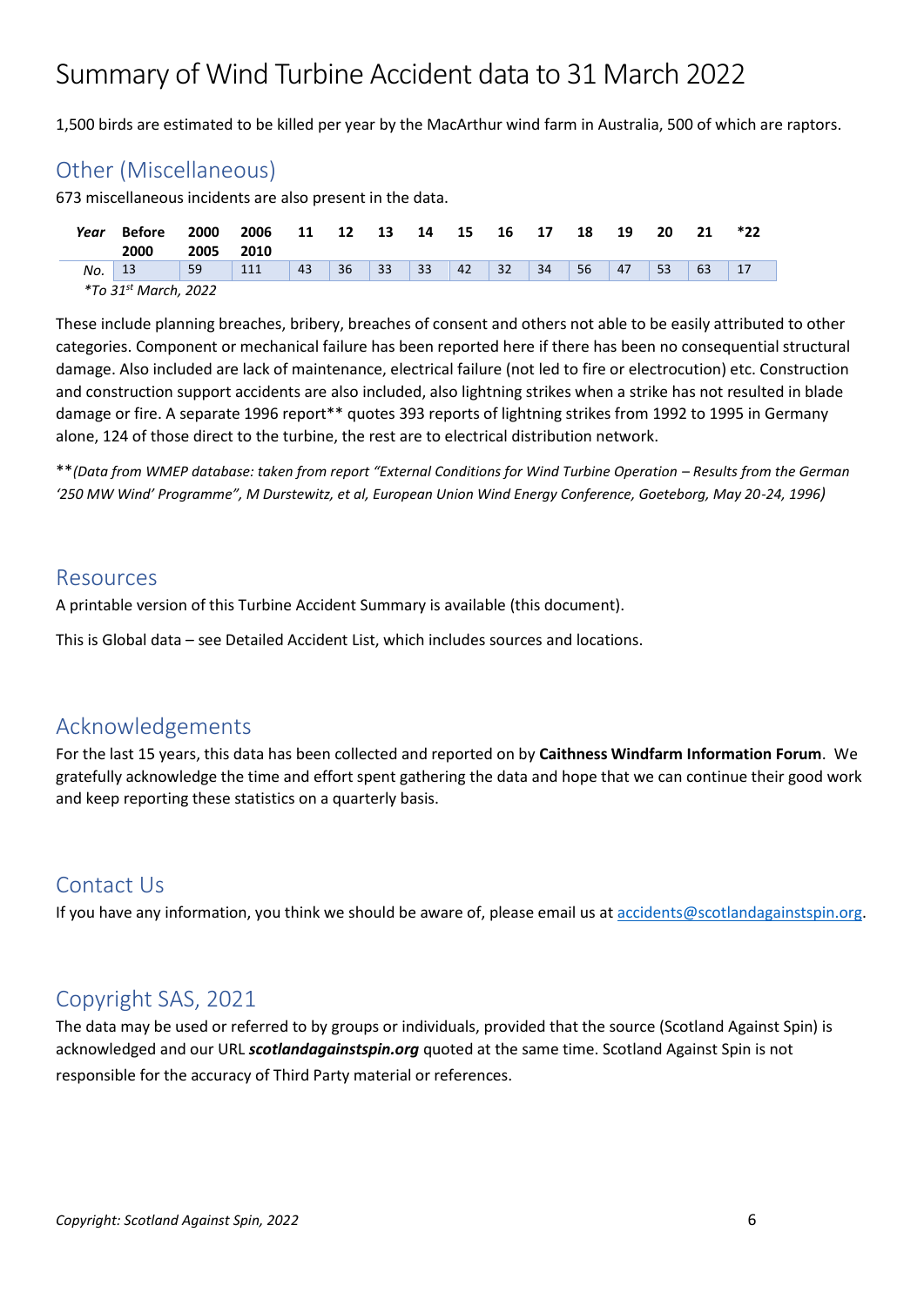# Summary of Wind Turbine Accident data to 31 March 2022

1,500 birds are estimated to be killed per year by the MacArthur wind farm in Australia, 500 of which are raptors.

## Other (Miscellaneous)

673 miscellaneous incidents are also present in the data.

| *Year* | Before 2000 | 2000 2005 | 2006 2010 | 11 | 12 | 13 | 14 | 15 | 16 | 17 | 18 | 19 | 20 | 21 | *22 |
|---|---|---|---|---|---|---|---|---|---|---|---|---|---|---|---|
| *No.* | 13 | 59 | 111 | 43 | 36 | 33 | 33 | 42 | 32 | 34 | 56 | 47 | 53 | 63 | 17 |

*\*To 31st March, 2022*

These include planning breaches, bribery, breaches of consent and others not able to be easily attributed to other categories. Component or mechanical failure has been reported here if there has been no consequential structural damage. Also included are lack of maintenance, electrical failure (not led to fire or electrocution) etc. Construction and construction support accidents are also included, also lightning strikes when a strike has not resulted in blade damage or fire. A separate 1996 report** quotes 393 reports of lightning strikes from 1992 to 1995 in Germany alone, 124 of those direct to the turbine, the rest are to electrical distribution network.

***(Data from WMEP database: taken from report "External Conditions for Wind Turbine Operation – Results from the German '250 MW Wind' Programme", M Durstewitz, et al, European Union Wind Energy Conference, Goeteborg, May 20-24, 1996)*

## Resources

A printable version of this Turbine Accident Summary is available (this document).

This is Global data – see Detailed Accident List, which includes sources and locations.

## Acknowledgements

For the last 15 years, this data has been collected and reported on by **Caithness Windfarm Information Forum**. We gratefully acknowledge the time and effort spent gathering the data and hope that we can continue their good work and keep reporting these statistics on a quarterly basis.

## Contact Us

If you have any information, you think we should be aware of, please email us at accidents@scotlandagainstspin.org.

## Copyright SAS, 2021

The data may be used or referred to by groups or individuals, provided that the source (Scotland Against Spin) is acknowledged and our URL ***scotlandagainstspin.org*** quoted at the same time. Scotland Against Spin is not responsible for the accuracy of Third Party material or references.